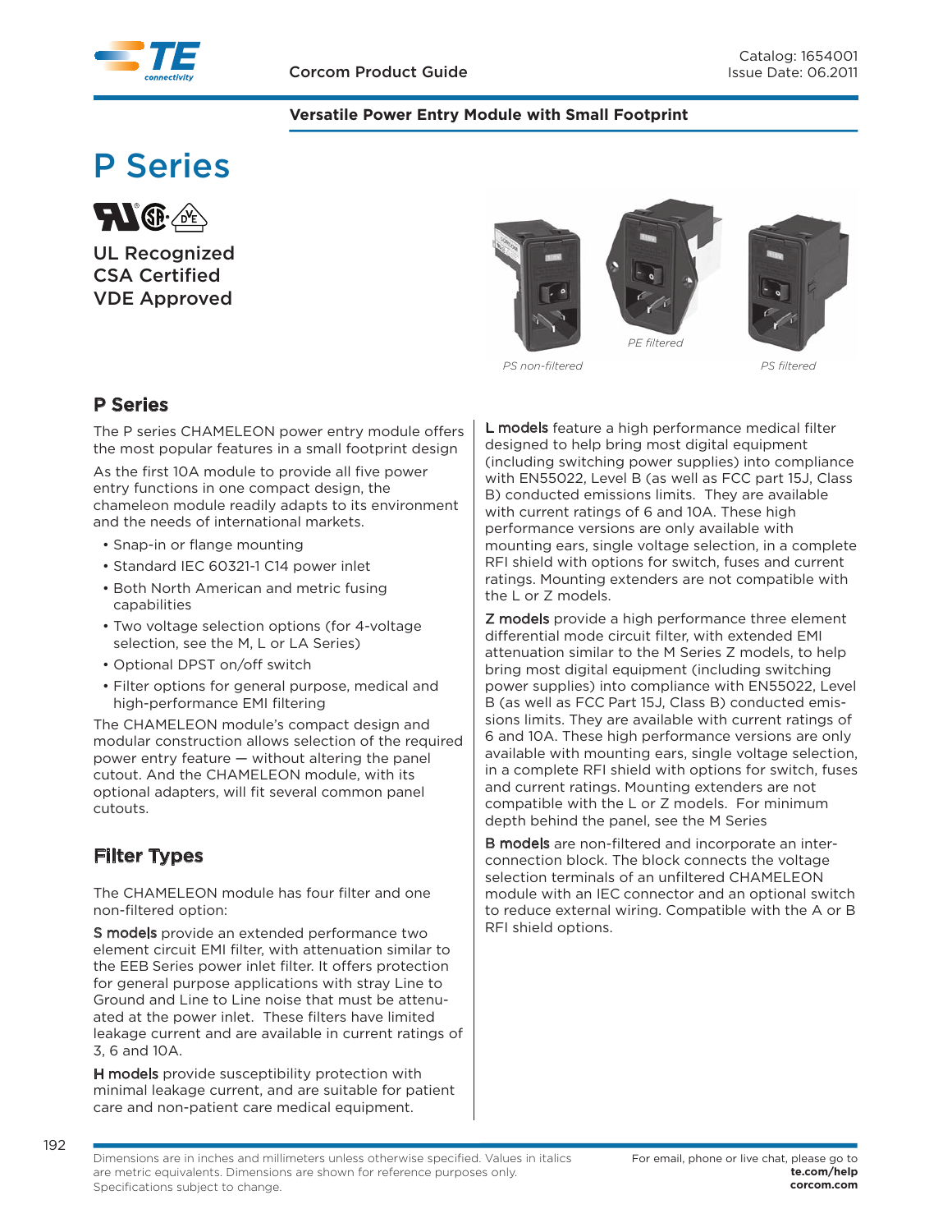**Versatile Power Entry Module with Small Footprint**

# P Series

UL Recognized
CSA Certified
VDE Approved

*PS non-filtered*

*PE filtered*

*PS filtered*

## P Series

The P series CHAMELEON power entry module offers the most popular features in a small footprint design

As the first 10A module to provide all five power entry functions in one compact design, the chameleon module readily adapts to its environment and the needs of international markets.

- Snap-in or flange mounting
- Standard IEC 60321-1 C14 power inlet
- Both North American and metric fusing capabilities
- Two voltage selection options (for 4-voltage selection, see the M, L or LA Series)
- Optional DPST on/off switch
- Filter options for general purpose, medical and high-performance EMI filtering

The CHAMELEON module's compact design and modular construction allows selection of the required power entry feature — without altering the panel cutout. And the CHAMELEON module, with its optional adapters, will fit several common panel cutouts.

## Filter Types

The CHAMELEON module has four filter and one non-filtered option:

**S models** provide an extended performance two element circuit EMI filter, with attenuation similar to the EEB Series power inlet filter. It offers protection for general purpose applications with stray Line to Ground and Line to Line noise that must be attenuated at the power inlet. These filters have limited leakage current and are available in current ratings of 3, 6 and 10A.

**H models** provide susceptibility protection with minimal leakage current, and are suitable for patient care and non-patient care medical equipment.

**L models** feature a high performance medical filter designed to help bring most digital equipment (including switching power supplies) into compliance with EN55022, Level B (as well as FCC part 15J, Class B) conducted emissions limits. They are available with current ratings of 6 and 10A. These high performance versions are only available with mounting ears, single voltage selection, in a complete RFI shield with options for switch, fuses and current ratings. Mounting extenders are not compatible with the L or Z models.

**Z models** provide a high performance three element differential mode circuit filter, with extended EMI attenuation similar to the M Series Z models, to help bring most digital equipment (including switching power supplies) into compliance with EN55022, Level B (as well as FCC Part 15J, Class B) conducted emissions limits. They are available with current ratings of 6 and 10A. These high performance versions are only available with mounting ears, single voltage selection, in a complete RFI shield with options for switch, fuses and current ratings. Mounting extenders are not compatible with the L or Z models. For minimum depth behind the panel, see the M Series

**B models** are non-filtered and incorporate an interconnection block. The block connects the voltage selection terminals of an unfiltered CHAMELEON module with an IEC connector and an optional switch to reduce external wiring. Compatible with the A or B RFI shield options.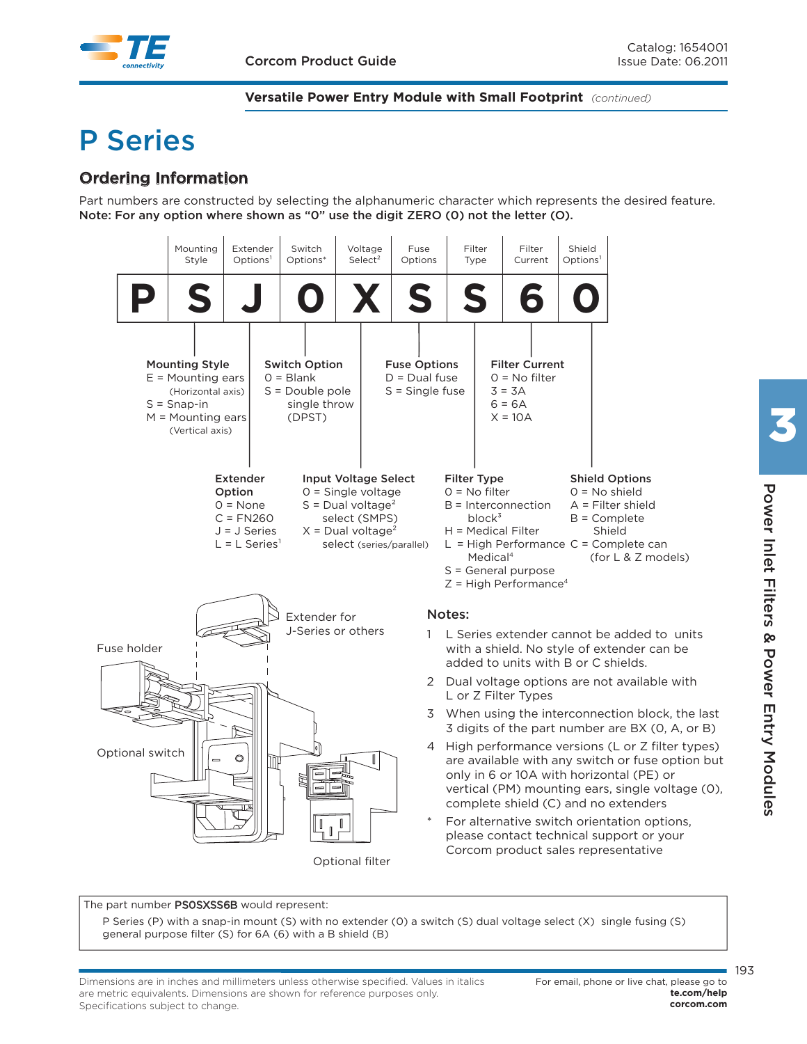**Versatile Power Entry Module with Small Footprint** *(continued)*

# P Series

## Ordering Information

Part numbers are constructed by selecting the alphanumeric character which represents the desired feature.
**Note: For any option where shown as "0" use the digit ZERO (0) not the letter (O).**

| | Mounting Style | Extender Options[1] | Switch Options* | Voltage Select[2] | Fuse Options | Filter Type | Filter Current | Shield Options[1] |
|---|---|---|---|---|---|---|---|---|
| P | S | J | 0 | X | S | S | 6 | 0 |

**Mounting Style**
E = Mounting ears (Horizontal axis)
S = Snap-in
M = Mounting ears (Vertical axis)

**Switch Option**
0 = Blank
S = Double pole single throw (DPST)

**Fuse Options**
D = Dual fuse
S = Single fuse

**Filter Current**
0 = No filter
3 = 3A
6 = 6A
X = 10A

**Extender Option**
0 = None
C = FN260
J = J Series
L = L Series[1]

**Input Voltage Select**
0 = Single voltage
S = Dual voltage[2] select (SMPS)
X = Dual voltage[2] select (series/parallel)

**Filter Type**
0 = No filter
B = Interconnection block[3]
H = Medical Filter
L = High Performance Medical[4]
S = General purpose
Z = High Performance[4]

**Shield Options**
0 = No shield
A = Filter shield
B = Complete Shield
C = Complete can (for L & Z models)

Fuse holder

Extender for J-Series or others

Optional switch

Optional filter

**Notes:**

1. L Series extender cannot be added to units with a shield. No style of extender can be added to units with B or C shields.
2. Dual voltage options are not available with L or Z Filter Types
3. When using the interconnection block, the last 3 digits of the part number are BX (0, A, or B)
4. High performance versions (L or Z filter types) are available with any switch or fuse option but only in 6 or 10A with horizontal (PE) or vertical (PM) mounting ears, single voltage (0), complete shield (C) and no extenders

\* For alternative switch orientation options, please contact technical support or your Corcom product sales representative

The part number **PS0SXSS6B** would represent:

P Series (P) with a snap-in mount (S) with no extender (0) a switch (S) dual voltage select (X) single fusing (S) general purpose filter (S) for 6A (6) with a B shield (B)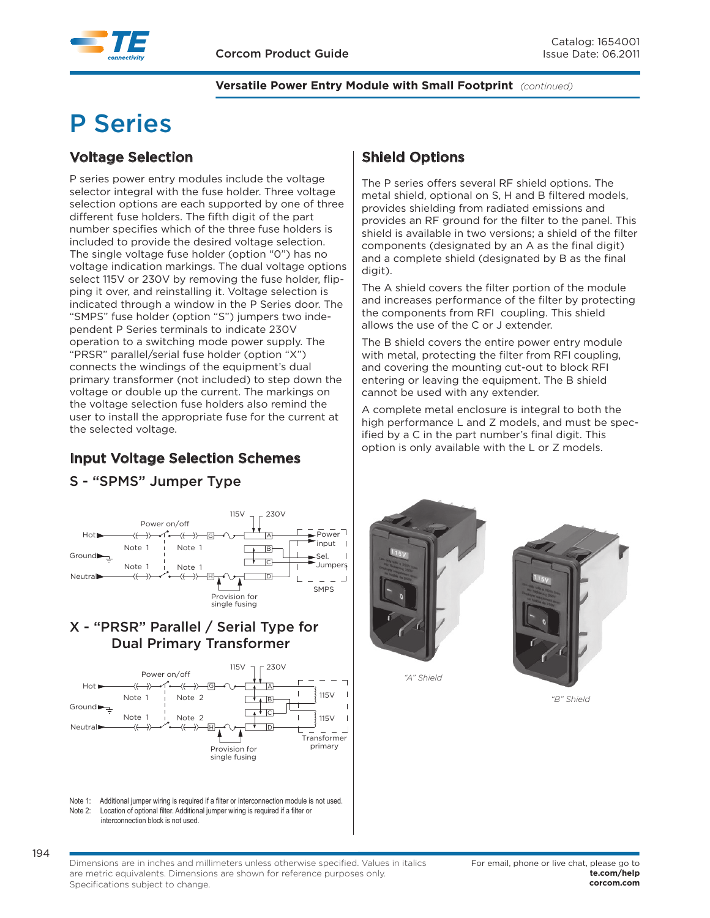**Versatile Power Entry Module with Small Footprint** *(continued)*

# P Series

## Voltage Selection

P series power entry modules include the voltage selector integral with the fuse holder. Three voltage selection options are each supported by one of three different fuse holders. The fifth digit of the part number specifies which of the three fuse holders is included to provide the desired voltage selection. The single voltage fuse holder (option "0") has no voltage indication markings. The dual voltage options select 115V or 230V by removing the fuse holder, flipping it over, and reinstalling it. Voltage selection is indicated through a window in the P Series door. The "SMPS" fuse holder (option "S") jumpers two independent P Series terminals to indicate 230V operation to a switching mode power supply. The "PRSR" parallel/serial fuse holder (option "X") connects the windings of the equipment's dual primary transformer (not included) to step down the voltage or double up the current. The markings on the voltage selection fuse holders also remind the user to install the appropriate fuse for the current at the selected voltage.

## Input Voltage Selection Schemes

### S - "SPMS" Jumper Type

115V
230V
Power on/off
Hot
Ground
Neutral
Note 1
Note 1
Note 1
Note 1
G
H
A
B
C
D
Power input
Sel. Jumpers
SMPS
Provision for single fusing

### X - "PRSR" Parallel / Serial Type for Dual Primary Transformer

115V
230V
Power on/off
Hot
Ground
Neutral
Note 1
Note 2
Note 1
Note 2
G
H
A
B
C
D
115V
115V
Transformer primary
Provision for single fusing

Note 1: Additional jumper wiring is required if a filter or interconnection module is not used.
Note 2: Location of optional filter. Additional jumper wiring is required if a filter or interconnection block is not used.

## Shield Options

The P series offers several RF shield options. The metal shield, optional on S, H and B filtered models, provides shielding from radiated emissions and provides an RF ground for the filter to the panel. This shield is available in two versions; a shield of the filter components (designated by an A as the final digit) and a complete shield (designated by B as the final digit).

The A shield covers the filter portion of the module and increases performance of the filter by protecting the components from RFI coupling. This shield allows the use of the C or J extender.

The B shield covers the entire power entry module with metal, protecting the filter from RFI coupling, and covering the mounting cut-out to block RFI entering or leaving the equipment. The B shield cannot be used with any extender.

A complete metal enclosure is integral to both the high performance L and Z models, and must be specified by a C in the part number's final digit. This option is only available with the L or Z models.

*"A" Shield*

*"B" Shield*

Dimensions are in inches and millimeters unless otherwise specified. Values in italics are metric equivalents. Dimensions are shown for reference purposes only. Specifications subject to change.

For email, phone or live chat, please go to **te.com/help** **corcom.com**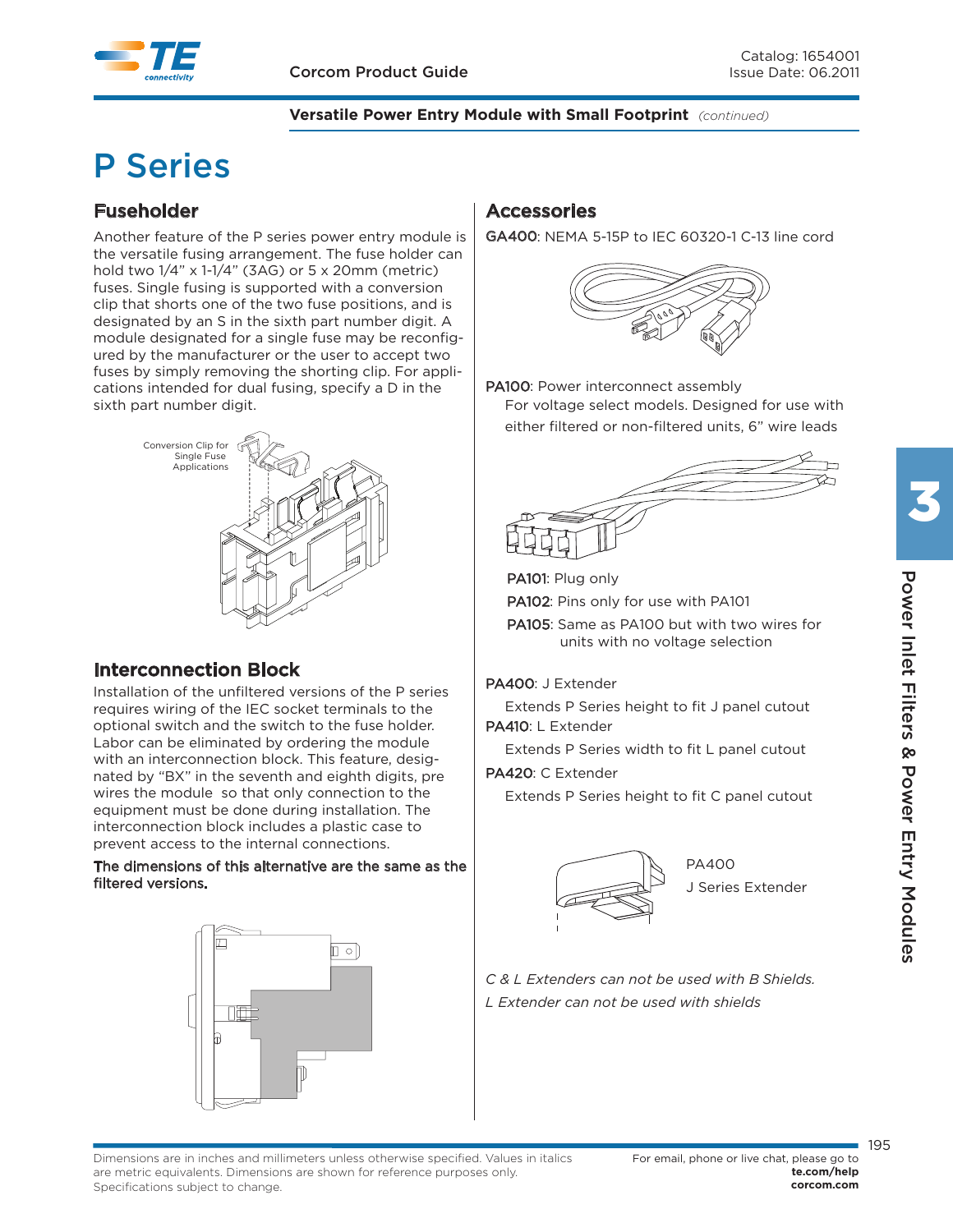# P Series

## Fuseholder

Another feature of the P series power entry module is the versatile fusing arrangement. The fuse holder can hold two 1/4" x 1-1/4" (3AG) or 5 x 20mm (metric) fuses. Single fusing is supported with a conversion clip that shorts one of the two fuse positions, and is designated by an S in the sixth part number digit. A module designated for a single fuse may be reconfigured by the manufacturer or the user to accept two fuses by simply removing the shorting clip. For applications intended for dual fusing, specify a D in the sixth part number digit.

Conversion Clip for Single Fuse Applications

## Interconnection Block

Installation of the unfiltered versions of the P series requires wiring of the IEC socket terminals to the optional switch and the switch to the fuse holder. Labor can be eliminated by ordering the module with an interconnection block. This feature, designated by "BX" in the seventh and eighth digits, pre wires the module so that only connection to the equipment must be done during installation. The interconnection block includes a plastic case to prevent access to the internal connections.

**The dimensions of this alternative are the same as the filtered versions.**

## Accessories

**GA400**: NEMA 5-15P to IEC 60320-1 C-13 line cord

**PA100**: Power interconnect assembly
For voltage select models. Designed for use with either filtered or non-filtered units, 6" wire leads

**PA101**: Plug only

**PA102**: Pins only for use with PA101

**PA105**: Same as PA100 but with two wires for units with no voltage selection

**PA400**: J Extender
Extends P Series height to fit J panel cutout

**PA410**: L Extender
Extends P Series width to fit L panel cutout

**PA420**: C Extender
Extends P Series height to fit C panel cutout

PA400
J Series Extender

*C & L Extenders can not be used with B Shields.*

*L Extender can not be used with shields*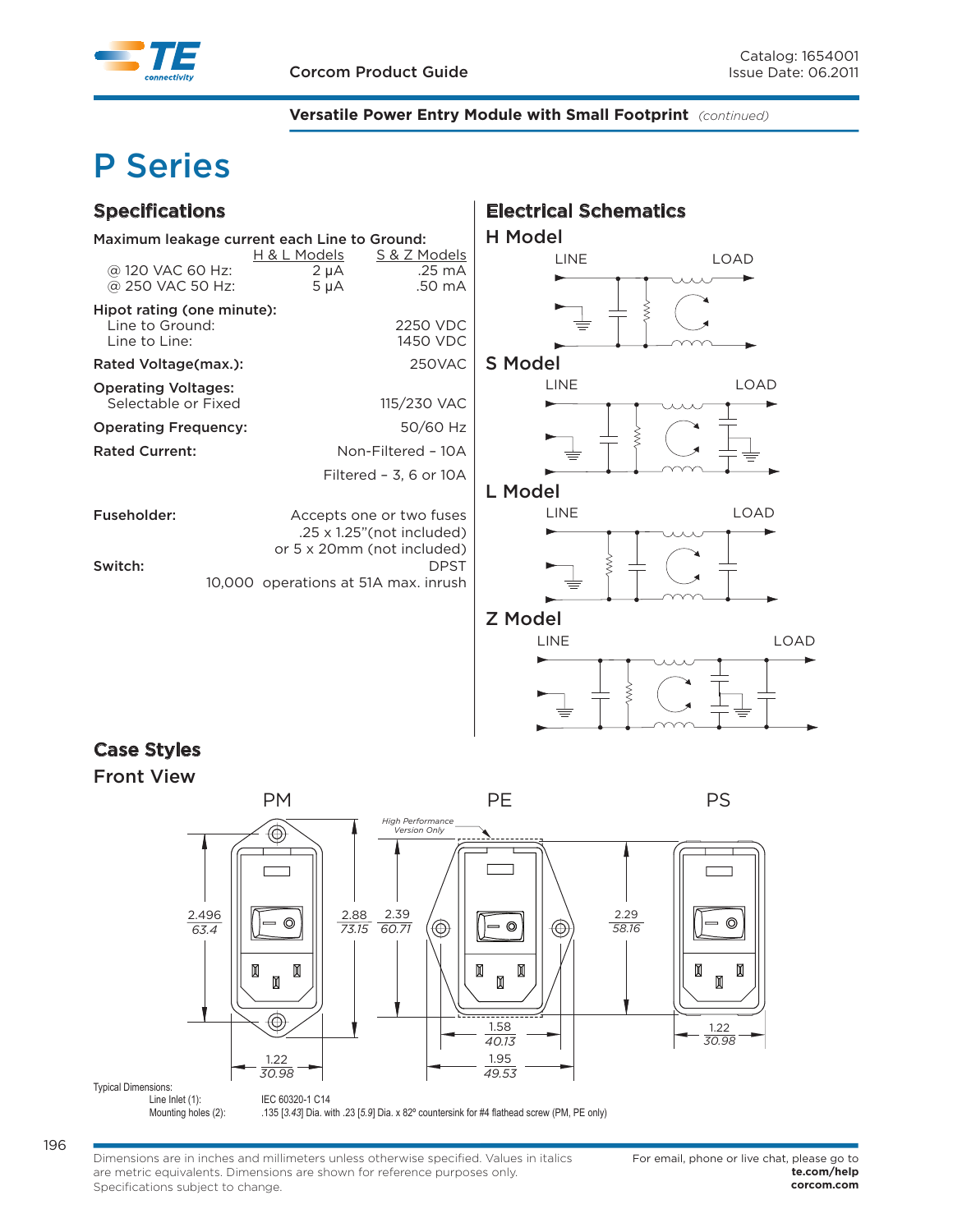## Versatile Power Entry Module with Small Footprint *(continued)*

# P Series

## Specifications

**Maximum leakage current each Line to Ground:**

| | H & L Models | S & Z Models |
|---|---|---|
| @ 120 VAC 60 Hz: | 2 μA | .25 mA |
| @ 250 VAC 50 Hz: | 5 μA | .50 mA |

**Hipot rating (one minute):**

| | |
|---|---|
| Line to Ground: | 2250 VDC |
| Line to Line: | 1450 VDC |
| **Rated Voltage(max.):** | 250VAC |
| **Operating Voltages:** Selectable or Fixed | 115/230 VAC |
| **Operating Frequency:** | 50/60 Hz |
| **Rated Current:** | Non-Filtered – 10A |
| | Filtered – 3, 6 or 10A |
| **Fuseholder:** | Accepts one or two fuses .25 x 1.25"(not included) or 5 x 20mm (not included) |
| **Switch:** | DPST 10,000 operations at 51A max. inrush |

## Electrical Schematics

### H Model

LINE LOAD

### S Model

LINE LOAD

### L Model

LINE LOAD

### Z Model

LINE LOAD

## Case Styles

### Front View

PM PE PS

PM: 2.496 / *63.4*; 2.88 / *73.15*; 1.22 / *30.98*

PE: High Performance Version Only; 2.39 / *60.71*; 1.58 / *40.13*; 1.95 / *49.53*

PS: 2.29 / *58.16*; 1.22 / *30.98*

Typical Dimensions:

| | |
|---|---|
| Line Inlet (1): | IEC 60320-1 C14 |
| Mounting holes (2): | .135 [3.43] Dia. with .23 [5.9] Dia. x 82° countersink for #4 flathead screw (PM, PE only) |

Dimensions are in inches and millimeters unless otherwise specified. Values in italics are metric equivalents. Dimensions are shown for reference purposes only. Specifications subject to change.

For email, phone or live chat, please go to **te.com/help** **corcom.com**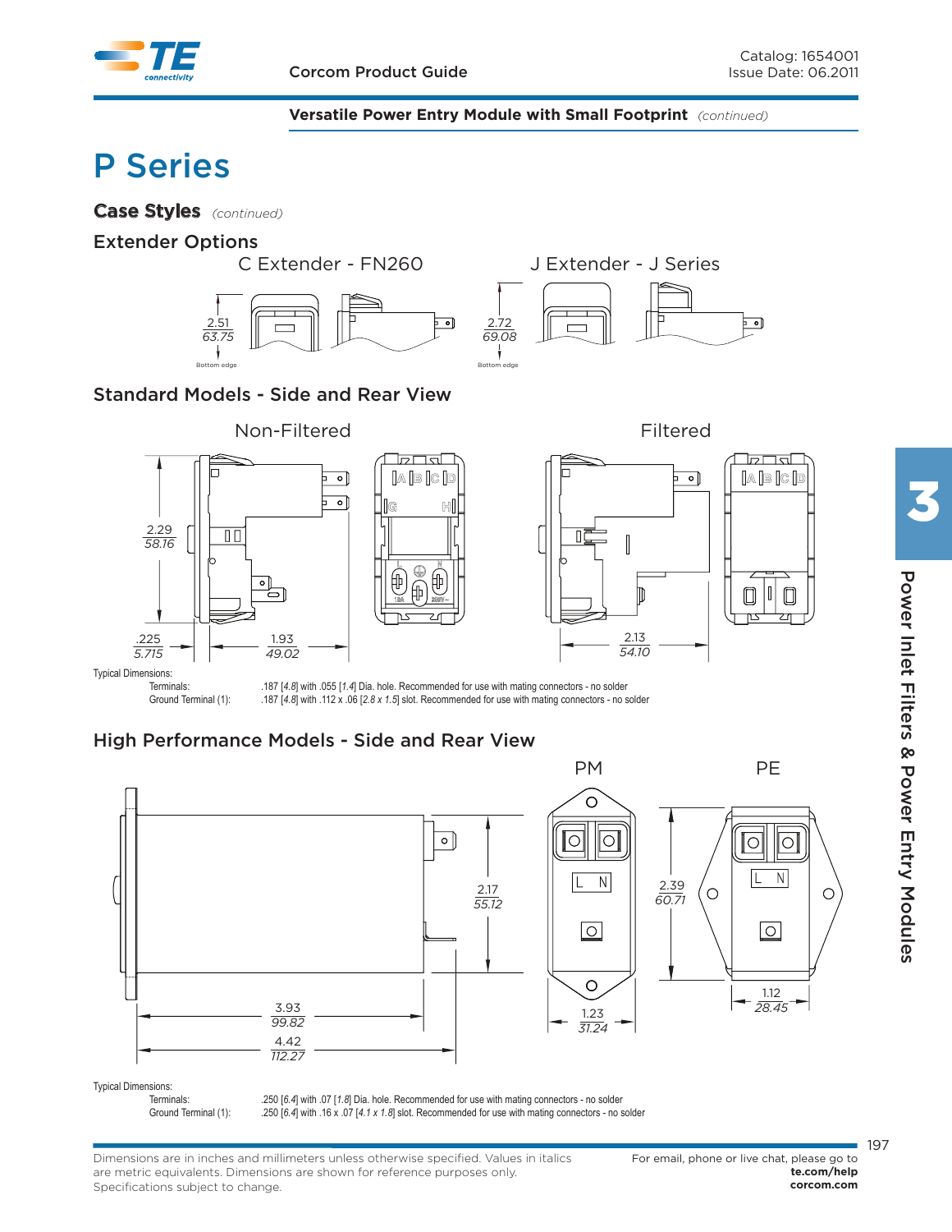## Versatile Power Entry Module with Small Footprint *(continued)*

# P Series

## Case Styles *(continued)*

### Extender Options

C Extender - FN260

2.51
*63.75*

Bottom edge

J Extender - J Series

2.72
*69.08*

Bottom edge

### Standard Models - Side and Rear View

Non-Filtered

2.29
*58.16*

.225
*5.715*

1.93
*49.02*

Filtered

2.13
*54.10*

Typical Dimensions:

Terminals: .187 [*4.8*] with .055 [*1.4*] Dia. hole. Recommended for use with mating connectors - no solder

Ground Terminal (1): .187 [*4.8*] with .112 x .06 [*2.8 x 1.5*] slot. Recommended for use with mating connectors - no solder

### High Performance Models - Side and Rear View

PM

PE

2.17
*55.12*

3.93
*99.82*

4.42
*112.27*

1.23
*31.24*

2.39
*60.71*

1.12
*28.45*

Typical Dimensions:

Terminals: .250 [*6.4*] with .07 [*1.8*] Dia. hole. Recommended for use with mating connectors - no solder

Ground Terminal (1): .250 [*6.4*] with .16 x .07 [*4.1 x 1.8*] slot. Recommended for use with mating connectors - no solder

Dimensions are in inches and millimeters unless otherwise specified. Values in italics are metric equivalents. Dimensions are shown for reference purposes only. Specifications subject to change.

For email, phone or live chat, please go to **te.com/help** **corcom.com**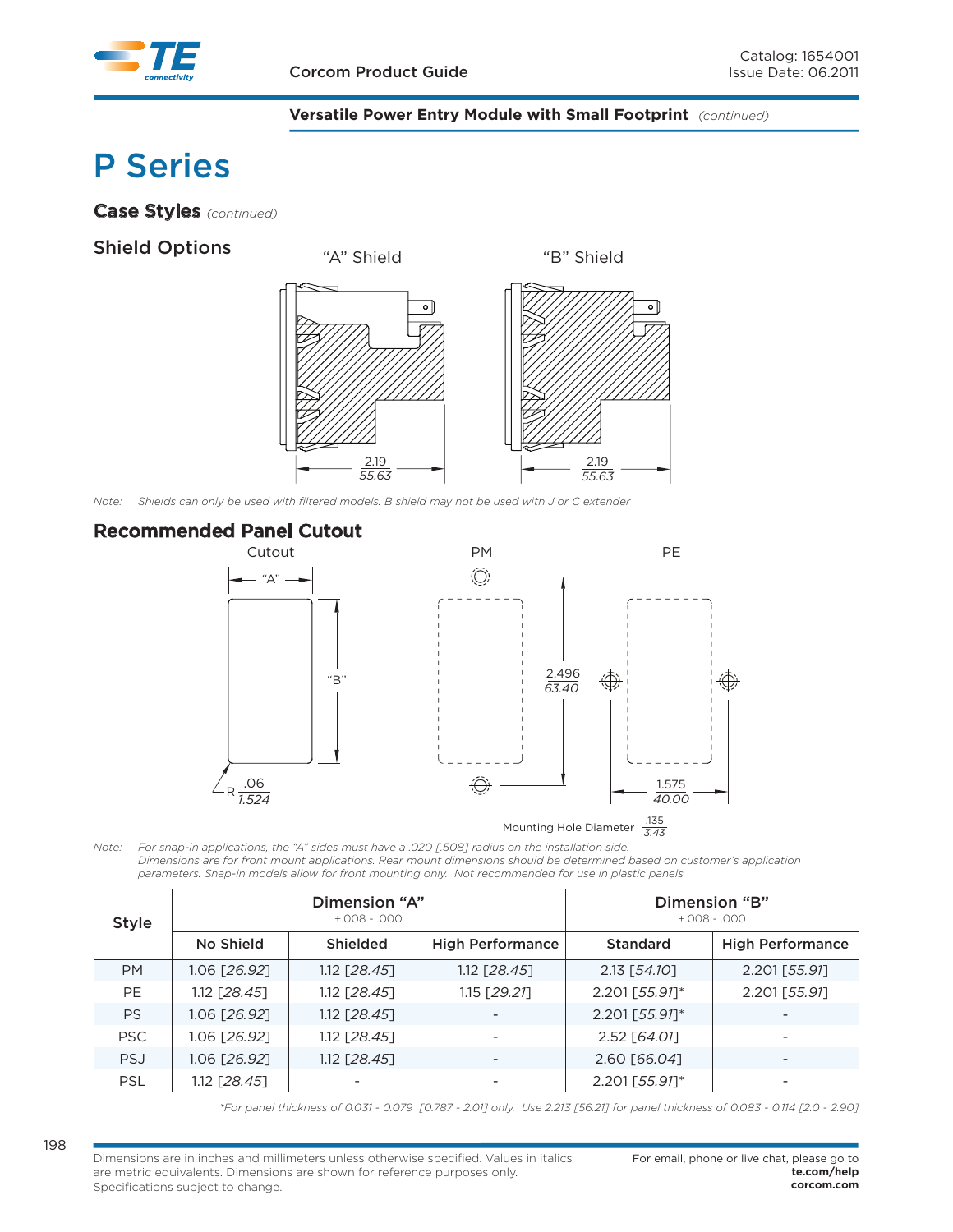# P Series

## Case Styles *(continued)*

### Shield Options

"A" Shield

2.19
*55.63*

"B" Shield

2.19
*55.63*

*Note: Shields can only be used with filtered models. B shield may not be used with J or C extender*

## Recommended Panel Cutout

Cutout

"A"

"B"

R .06
*1.524*

PM

2.496
*63.40*

PE

1.575
*40.00*

Mounting Hole Diameter .135
*3.43*

*Note: For snap-in applications, the "A" sides must have a .020 [.508] radius on the installation side.*
*Dimensions are for front mount applications. Rear mount dimensions should be determined based on customer's application parameters. Snap-in models allow for front mounting only. Not recommended for use in plastic panels.*

| Style | Dimension "A" +.008 - .000 | | | Dimension "B" +.008 - .000 | |
|---|---|---|---|---|---|
| | No Shield | Shielded | High Performance | Standard | High Performance |
| PM | 1.06 [*26.92*] | 1.12 [*28.45*] | 1.12 [*28.45*] | 2.13 [*54.10*] | 2.201 [*55.91*] |
| PE | 1.12 [*28.45*] | 1.12 [*28.45*] | 1.15 [*29.21*] | 2.201 [*55.91*]* | 2.201 [*55.91*] |
| PS | 1.06 [*26.92*] | 1.12 [*28.45*] | - | 2.201 [*55.91*]* | - |
| PSC | 1.06 [*26.92*] | 1.12 [*28.45*] | - | 2.52 [*64.01*] | - |
| PSJ | 1.06 [*26.92*] | 1.12 [*28.45*] | - | 2.60 [*66.04*] | - |
| PSL | 1.12 [*28.45*] | - | - | 2.201 [*55.91*]* | - |

*\*For panel thickness of 0.031 - 0.079 [0.787 - 2.01] only. Use 2.213 [56.21] for panel thickness of 0.083 - 0.114 [2.0 - 2.90]*

Dimensions are in inches and millimeters unless otherwise specified. Values in italics are metric equivalents. Dimensions are shown for reference purposes only. Specifications subject to change.

For email, phone or live chat, please go to **te.com/help** **corcom.com**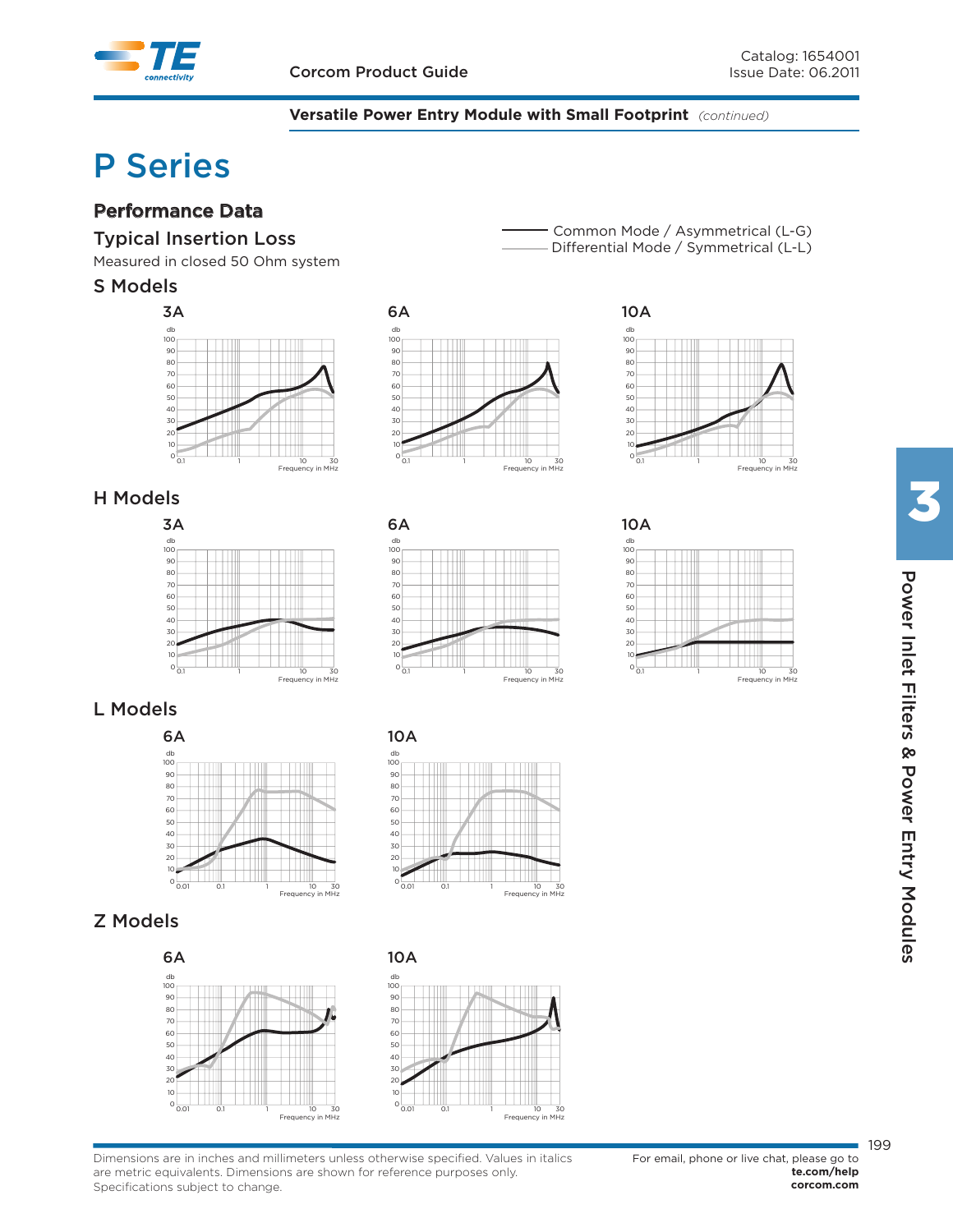Versatile Power Entry Module with Small Footprint *(continued)*

# P Series

## Performance Data

### Typical Insertion Loss

Measured in closed 50 Ohm system

Common Mode / Asymmetrical (L-G)
Differential Mode / Symmetrical (L-L)

### S Models

3A

db
100
90
80
70
60
50
40
30
20
10
0
0.1
1
10
30
Frequency in MHz

6A

db
100
90
80
70
60
50
40
30
20
10
0
0.1
1
10
30
Frequency in MHz

10A

db
100
90
80
70
60
50
40
30
20
10
0
0.1
1
10
30
Frequency in MHz

### H Models

3A

db
100
90
80
70
60
50
40
30
20
10
0
0.1
1
10
30
Frequency in MHz

6A

db
100
90
80
70
60
50
40
30
20
10
0
0.1
1
10
30
Frequency in MHz

10A

db
100
90
80
70
60
50
40
30
20
10
0
0.1
1
10
30
Frequency in MHz

### L Models

6A

db
100
90
80
70
60
50
40
30
20
10
0
0.01
0.1
1
10
30
Frequency in MHz

10A

db
100
90
80
70
60
50
40
30
20
10
0
0.01
0.1
1
10
30
Frequency in MHz

### Z Models

6A

db
100
90
80
70
60
50
40
30
20
10
0
0.01
0.1
1
10
30
Frequency in MHz

10A

db
100
90
80
70
60
50
40
30
20
10
0
0.01
0.1
1
10
30
Frequency in MHz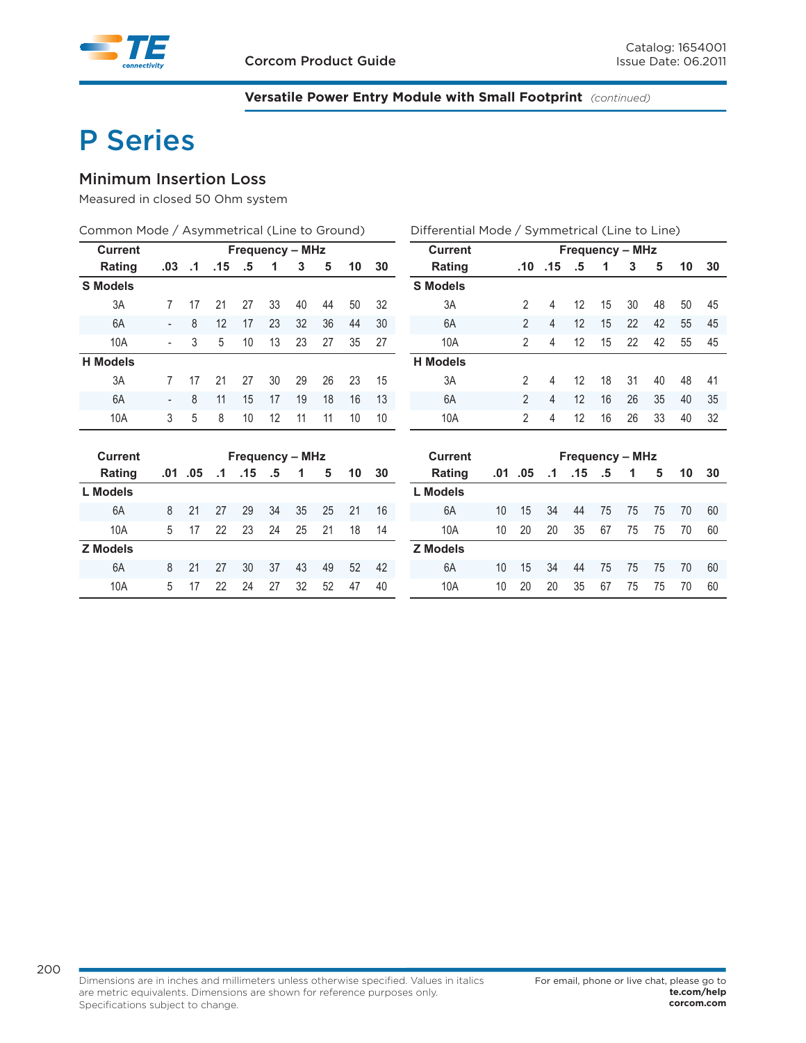Versatile Power Entry Module with Small Footprint *(continued)*

# P Series

## Minimum Insertion Loss

Measured in closed 50 Ohm system

Common Mode / Asymmetrical (Line to Ground)

| Current Rating | .03 | .1 | .15 | .5 | 1 | 3 | 5 | 10 | 30 |
|---|---|---|---|---|---|---|---|---|---|
| **S Models** | | | | | | | | | |
| 3A | 7 | 17 | 21 | 27 | 33 | 40 | 44 | 50 | 32 |
| 6A | - | 8 | 12 | 17 | 23 | 32 | 36 | 44 | 30 |
| 10A | - | 3 | 5 | 10 | 13 | 23 | 27 | 35 | 27 |
| **H Models** | | | | | | | | | |
| 3A | 7 | 17 | 21 | 27 | 30 | 29 | 26 | 23 | 15 |
| 6A | - | 8 | 11 | 15 | 17 | 19 | 18 | 16 | 13 |
| 10A | 3 | 5 | 8 | 10 | 12 | 11 | 11 | 10 | 10 |

(Frequency – MHz)

Differential Mode / Symmetrical (Line to Line)

| Current Rating | .10 | .15 | .5 | 1 | 3 | 5 | 10 | 30 |
|---|---|---|---|---|---|---|---|---|
| **S Models** | | | | | | | | |
| 3A | 2 | 4 | 12 | 15 | 30 | 48 | 50 | 45 |
| 6A | 2 | 4 | 12 | 15 | 22 | 42 | 55 | 45 |
| 10A | 2 | 4 | 12 | 15 | 22 | 42 | 55 | 45 |
| **H Models** | | | | | | | | |
| 3A | 2 | 4 | 12 | 18 | 31 | 40 | 48 | 41 |
| 6A | 2 | 4 | 12 | 16 | 26 | 35 | 40 | 35 |
| 10A | 2 | 4 | 12 | 16 | 26 | 33 | 40 | 32 |

(Frequency – MHz)

Common Mode / Asymmetrical (Line to Ground)

| Current Rating | .01 | .05 | .1 | .15 | .5 | 1 | 5 | 10 | 30 |
|---|---|---|---|---|---|---|---|---|---|
| **L Models** | | | | | | | | | |
| 6A | 8 | 21 | 27 | 29 | 34 | 35 | 25 | 21 | 16 |
| 10A | 5 | 17 | 22 | 23 | 24 | 25 | 21 | 18 | 14 |
| **Z Models** | | | | | | | | | |
| 6A | 8 | 21 | 27 | 30 | 37 | 43 | 49 | 52 | 42 |
| 10A | 5 | 17 | 22 | 24 | 27 | 32 | 52 | 47 | 40 |

(Frequency – MHz)

Differential Mode / Symmetrical (Line to Line)

| Current Rating | .01 | .05 | .1 | .15 | .5 | 1 | 5 | 10 | 30 |
|---|---|---|---|---|---|---|---|---|---|
| **L Models** | | | | | | | | | |
| 6A | 10 | 15 | 34 | 44 | 75 | 75 | 75 | 70 | 60 |
| 10A | 10 | 20 | 20 | 35 | 67 | 75 | 75 | 70 | 60 |
| **Z Models** | | | | | | | | | |
| 6A | 10 | 15 | 34 | 44 | 75 | 75 | 75 | 70 | 60 |
| 10A | 10 | 20 | 20 | 35 | 67 | 75 | 75 | 70 | 60 |

(Frequency – MHz)